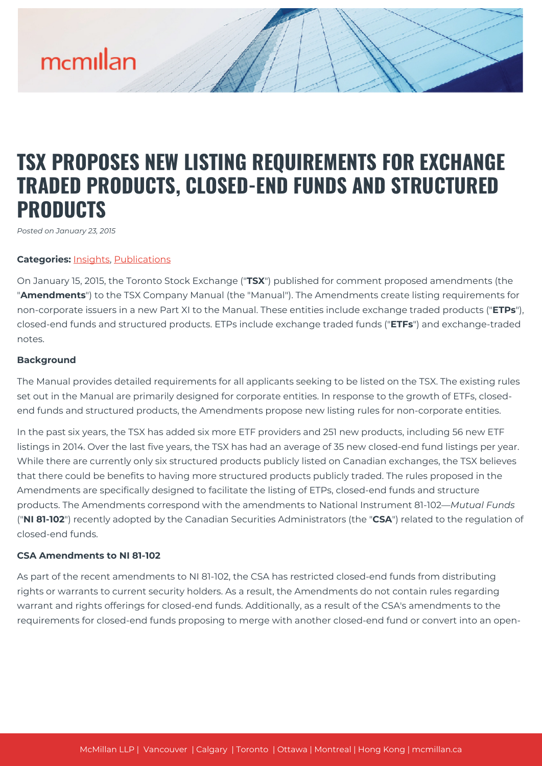# TSX PROPOSES NEW LISTING REQUIREMENTS FOR EXCHANGE TRADED PRODUCTS, CLOSED-END FUNDS AND STRUCTURED PRODUCTS

*Posted on January 23, 2015*

**Categories:** Insights, Publications

On January 15, 2015, the Toronto Stock Exchange ("**TSX**") published for comment proposed amendments (the "**Amendments**") to the TSX Company Manual (the "Manual"). The Amendments create listing requirements for non-corporate issuers in a new Part XI to the Manual. These entities include exchange traded products ("**ETPs**"), closed-end funds and structured products. ETPs include exchange traded funds ("**ETFs**") and exchange-traded notes.

**Background**

The Manual provides detailed requirements for all applicants seeking to be listed on the TSX. The existing rules set out in the Manual are primarily designed for corporate entities. In response to the growth of ETFs, closed-end funds and structured products, the Amendments propose new listing rules for non-corporate entities.

In the past six years, the TSX has added six more ETF providers and 251 new products, including 56 new ETF listings in 2014. Over the last five years, the TSX has had an average of 35 new closed-end fund listings per year. While there are currently only six structured products publicly listed on Canadian exchanges, the TSX believes that there could be benefits to having more structured products publicly traded. The rules proposed in the Amendments are specifically designed to facilitate the listing of ETPs, closed-end funds and structure products. The Amendments correspond with the amendments to National Instrument 81-102—*Mutual Funds* ("**NI 81-102**") recently adopted by the Canadian Securities Administrators (the "**CSA**") related to the regulation of closed-end funds.

**CSA Amendments to NI 81-102**

As part of the recent amendments to NI 81-102, the CSA has restricted closed-end funds from distributing rights or warrants to current security holders. As a result, the Amendments do not contain rules regarding warrant and rights offerings for closed-end funds. Additionally, as a result of the CSA's amendments to the requirements for closed-end funds proposing to merge with another closed-end fund or convert into an open-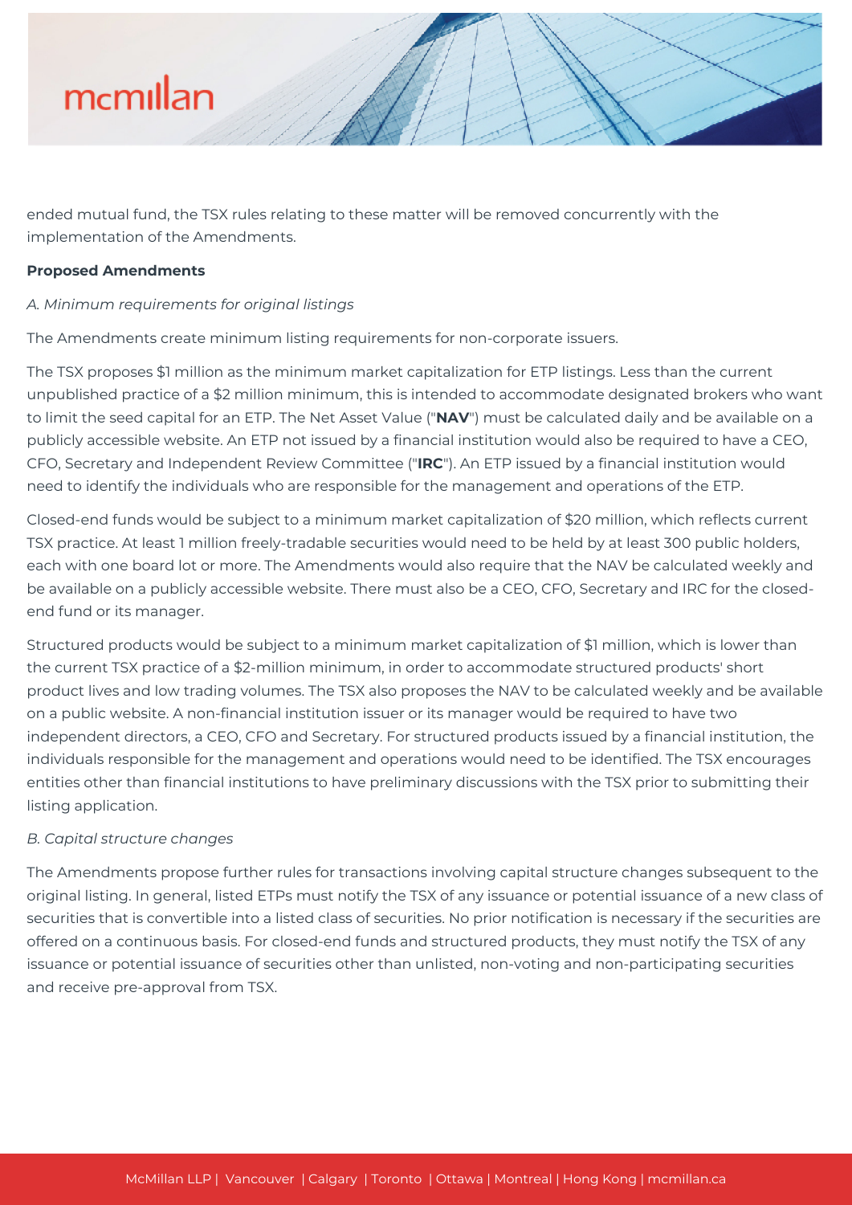ended mutual fund, the TSX rules relating to these matter will be removed concurrently with the implementation of the Amendments.

**Proposed Amendments**

*A. Minimum requirements for original listings*

The Amendments create minimum listing requirements for non-corporate issuers.

The TSX proposes $1 million as the minimum market capitalization for ETP listings. Less than the current unpublished practice of a $2 million minimum, this is intended to accommodate designated brokers who want to limit the seed capital for an ETP. The Net Asset Value ("**NAV**") must be calculated daily and be available on a publicly accessible website. An ETP not issued by a financial institution would also be required to have a CEO, CFO, Secretary and Independent Review Committee ("**IRC**"). An ETP issued by a financial institution would need to identify the individuals who are responsible for the management and operations of the ETP.

Closed-end funds would be subject to a minimum market capitalization of $20 million, which reflects current TSX practice. At least 1 million freely-tradable securities would need to be held by at least 300 public holders, each with one board lot or more. The Amendments would also require that the NAV be calculated weekly and be available on a publicly accessible website. There must also be a CEO, CFO, Secretary and IRC for the closed-end fund or its manager.

Structured products would be subject to a minimum market capitalization of $1 million, which is lower than the current TSX practice of a $2-million minimum, in order to accommodate structured products' short product lives and low trading volumes. The TSX also proposes the NAV to be calculated weekly and be available on a public website. A non-financial institution issuer or its manager would be required to have two independent directors, a CEO, CFO and Secretary. For structured products issued by a financial institution, the individuals responsible for the management and operations would need to be identified. The TSX encourages entities other than financial institutions to have preliminary discussions with the TSX prior to submitting their listing application.

*B. Capital structure changes*

The Amendments propose further rules for transactions involving capital structure changes subsequent to the original listing. In general, listed ETPs must notify the TSX of any issuance or potential issuance of a new class of securities that is convertible into a listed class of securities. No prior notification is necessary if the securities are offered on a continuous basis. For closed-end funds and structured products, they must notify the TSX of any issuance or potential issuance of securities other than unlisted, non-voting and non-participating securities and receive pre-approval from TSX.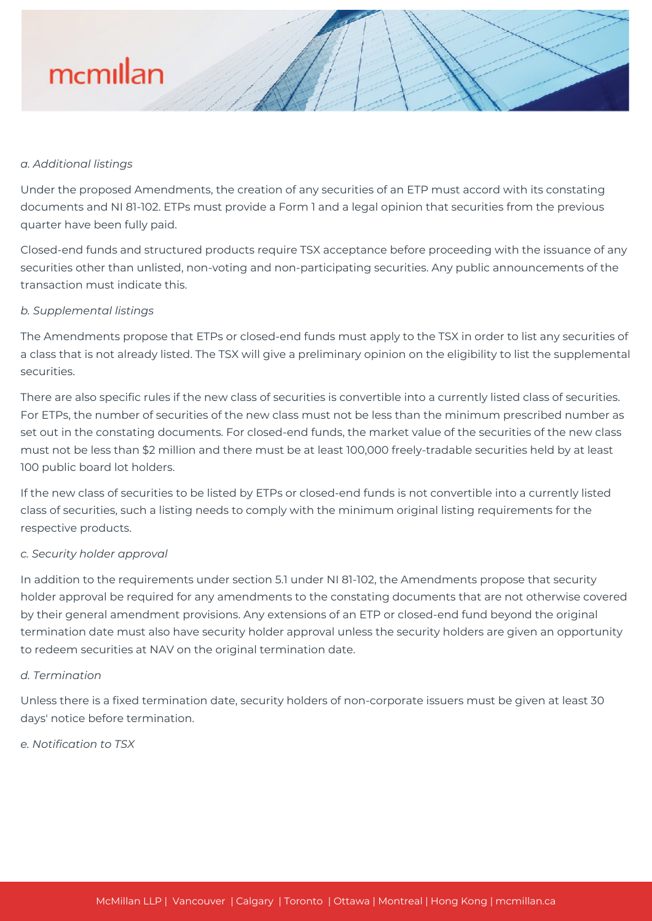*a. Additional listings*

Under the proposed Amendments, the creation of any securities of an ETP must accord with its constating documents and NI 81-102. ETPs must provide a Form 1 and a legal opinion that securities from the previous quarter have been fully paid.

Closed-end funds and structured products require TSX acceptance before proceeding with the issuance of any securities other than unlisted, non-voting and non-participating securities. Any public announcements of the transaction must indicate this.

*b. Supplemental listings*

The Amendments propose that ETPs or closed-end funds must apply to the TSX in order to list any securities of a class that is not already listed. The TSX will give a preliminary opinion on the eligibility to list the supplemental securities.

There are also specific rules if the new class of securities is convertible into a currently listed class of securities. For ETPs, the number of securities of the new class must not be less than the minimum prescribed number as set out in the constating documents. For closed-end funds, the market value of the securities of the new class must not be less than $2 million and there must be at least 100,000 freely-tradable securities held by at least 100 public board lot holders.

If the new class of securities to be listed by ETPs or closed-end funds is not convertible into a currently listed class of securities, such a listing needs to comply with the minimum original listing requirements for the respective products.

*c. Security holder approval*

In addition to the requirements under section 5.1 under NI 81-102, the Amendments propose that security holder approval be required for any amendments to the constating documents that are not otherwise covered by their general amendment provisions. Any extensions of an ETP or closed-end fund beyond the original termination date must also have security holder approval unless the security holders are given an opportunity to redeem securities at NAV on the original termination date.

*d. Termination*

Unless there is a fixed termination date, security holders of non-corporate issuers must be given at least 30 days' notice before termination.

*e. Notification to TSX*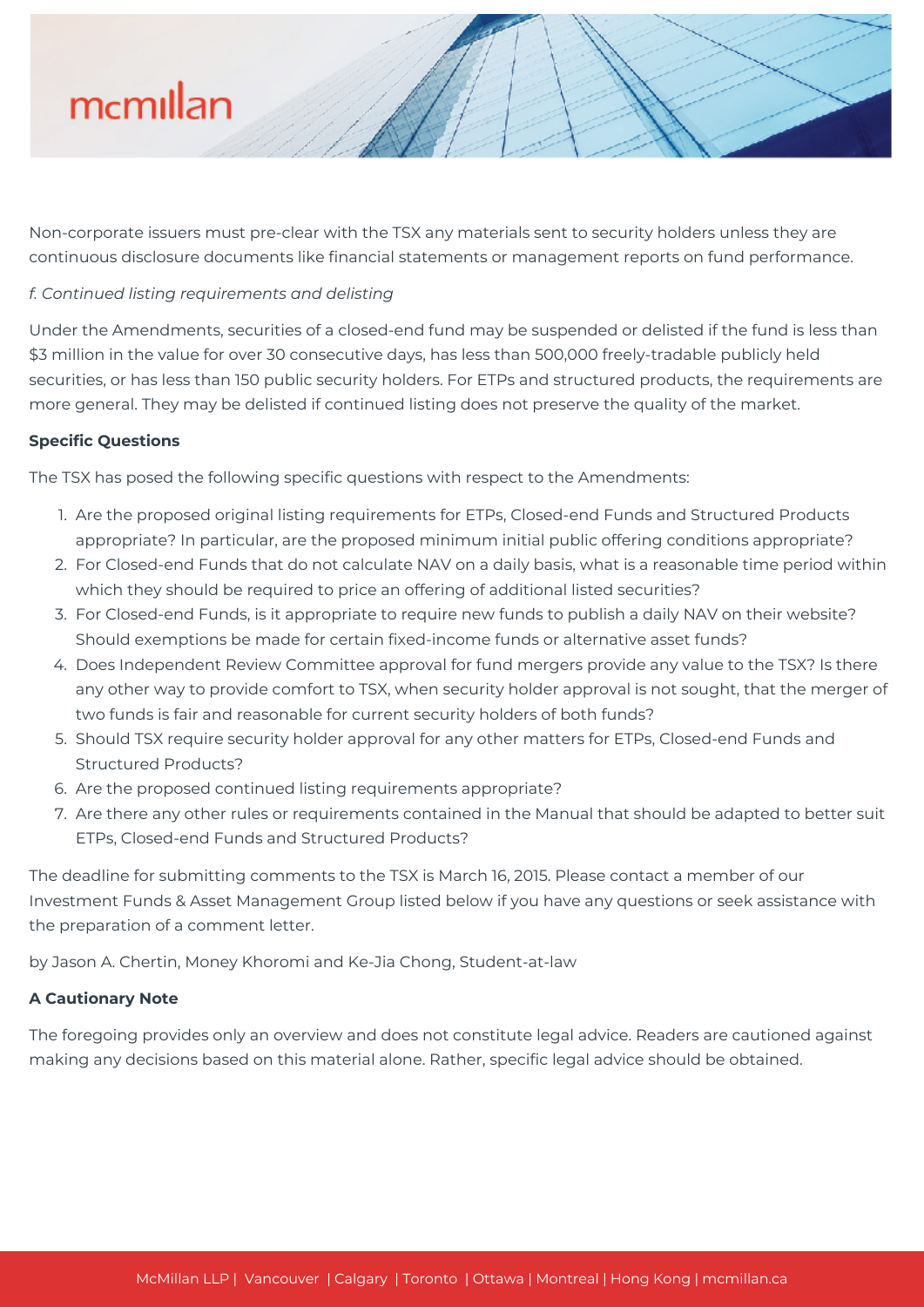Non-corporate issuers must pre-clear with the TSX any materials sent to security holders unless they are continuous disclosure documents like financial statements or management reports on fund performance.

*f. Continued listing requirements and delisting*

Under the Amendments, securities of a closed-end fund may be suspended or delisted if the fund is less than $3 million in the value for over 30 consecutive days, has less than 500,000 freely-tradable publicly held securities, or has less than 150 public security holders. For ETPs and structured products, the requirements are more general. They may be delisted if continued listing does not preserve the quality of the market.

**Specific Questions**

The TSX has posed the following specific questions with respect to the Amendments:

1. Are the proposed original listing requirements for ETPs, Closed-end Funds and Structured Products appropriate? In particular, are the proposed minimum initial public offering conditions appropriate?
2. For Closed-end Funds that do not calculate NAV on a daily basis, what is a reasonable time period within which they should be required to price an offering of additional listed securities?
3. For Closed-end Funds, is it appropriate to require new funds to publish a daily NAV on their website? Should exemptions be made for certain fixed-income funds or alternative asset funds?
4. Does Independent Review Committee approval for fund mergers provide any value to the TSX? Is there any other way to provide comfort to TSX, when security holder approval is not sought, that the merger of two funds is fair and reasonable for current security holders of both funds?
5. Should TSX require security holder approval for any other matters for ETPs, Closed-end Funds and Structured Products?
6. Are the proposed continued listing requirements appropriate?
7. Are there any other rules or requirements contained in the Manual that should be adapted to better suit ETPs, Closed-end Funds and Structured Products?

The deadline for submitting comments to the TSX is March 16, 2015. Please contact a member of our Investment Funds & Asset Management Group listed below if you have any questions or seek assistance with the preparation of a comment letter.

by Jason A. Chertin, Money Khoromi and Ke-Jia Chong, Student-at-law

**A Cautionary Note**

The foregoing provides only an overview and does not constitute legal advice. Readers are cautioned against making any decisions based on this material alone. Rather, specific legal advice should be obtained.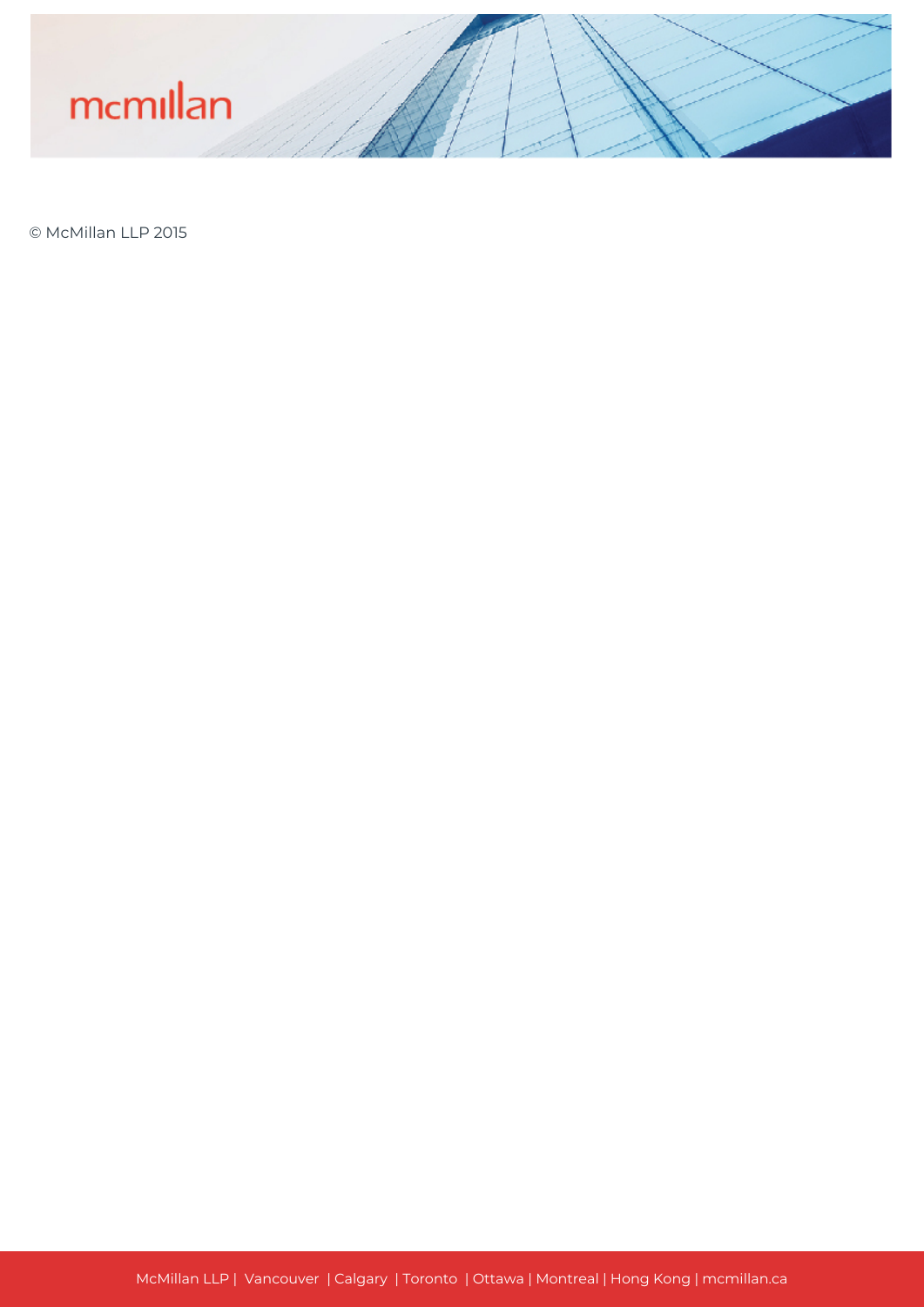© McMillan LLP 2015